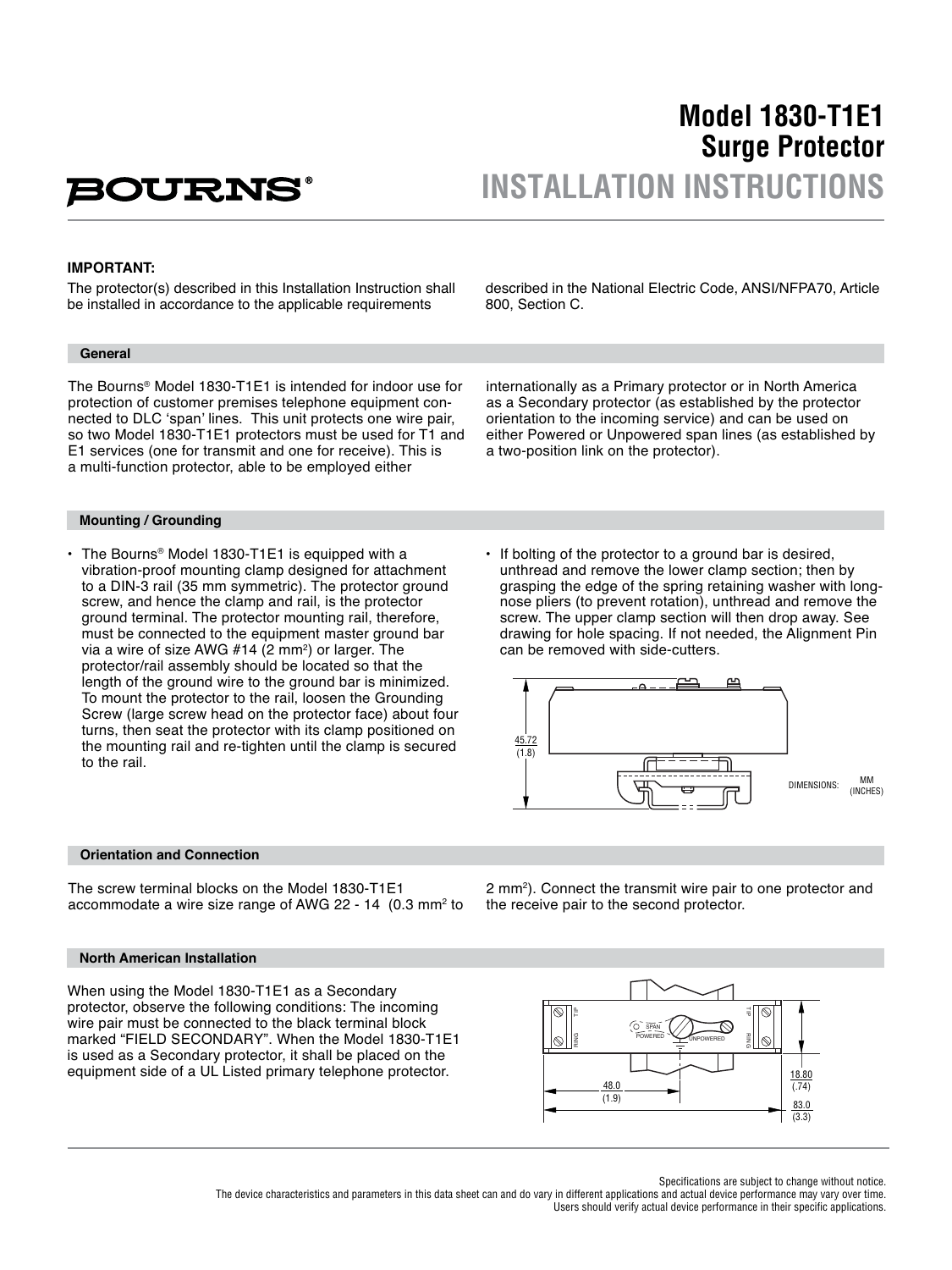# Model 1830-T1E1 Surge Protector

## INSTALLATION INSTRUCTIONS

**IMPORTANT:**

The protector(s) described in this Installation Instruction shall be installed in accordance to the applicable requirements described in the National Electric Code, ANSI/NFPA70, Article 800, Section C.

### General

The Bourns® Model 1830-T1E1 is intended for indoor use for protection of customer premises telephone equipment connected to DLC 'span' lines. This unit protects one wire pair, so two Model 1830-T1E1 protectors must be used for T1 and E1 services (one for transmit and one for receive). This is a multi-function protector, able to be employed either internationally as a Primary protector or in North America as a Secondary protector (as established by the protector orientation to the incoming service) and can be used on either Powered or Unpowered span lines (as established by a two-position link on the protector).

### Mounting / Grounding

- The Bourns® Model 1830-T1E1 is equipped with a vibration-proof mounting clamp designed for attachment to a DIN-3 rail (35 mm symmetric). The protector ground screw, and hence the clamp and rail, is the protector ground terminal. The protector mounting rail, therefore, must be connected to the equipment master ground bar via a wire of size AWG #14 (2 mm²) or larger. The protector/rail assembly should be located so that the length of the ground wire to the ground bar is minimized. To mount the protector to the rail, loosen the Grounding Screw (large screw head on the protector face) about four turns, then seat the protector with its clamp positioned on the mounting rail and re-tighten until the clamp is secured to the rail.
- If bolting of the protector to a ground bar is desired, unthread and remove the lower clamp section; then by grasping the edge of the spring retaining washer with long-nose pliers (to prevent rotation), unthread and remove the screw. The upper clamp section will then drop away. See drawing for hole spacing. If not needed, the Alignment Pin can be removed with side-cutters.

45.72 (1.8)

DIMENSIONS: MM (INCHES)

### Orientation and Connection

The screw terminal blocks on the Model 1830-T1E1 accommodate a wire size range of AWG 22 - 14 (0.3 mm² to 2 mm²). Connect the transmit wire pair to one protector and the receive pair to the second protector.

### North American Installation

When using the Model 1830-T1E1 as a Secondary protector, observe the following conditions: The incoming wire pair must be connected to the black terminal block marked "FIELD SECONDARY". When the Model 1830-T1E1 is used as a Secondary protector, it shall be placed on the equipment side of a UL Listed primary telephone protector.

TIP RING SPAN POWERED UNPOWERED TIP RING

48.0 (1.9) 18.80 (.74) 83.0 (3.3)

Specifications are subject to change without notice.
The device characteristics and parameters in this data sheet can and do vary in different applications and actual device performance may vary over time.
Users should verify actual device performance in their specific applications.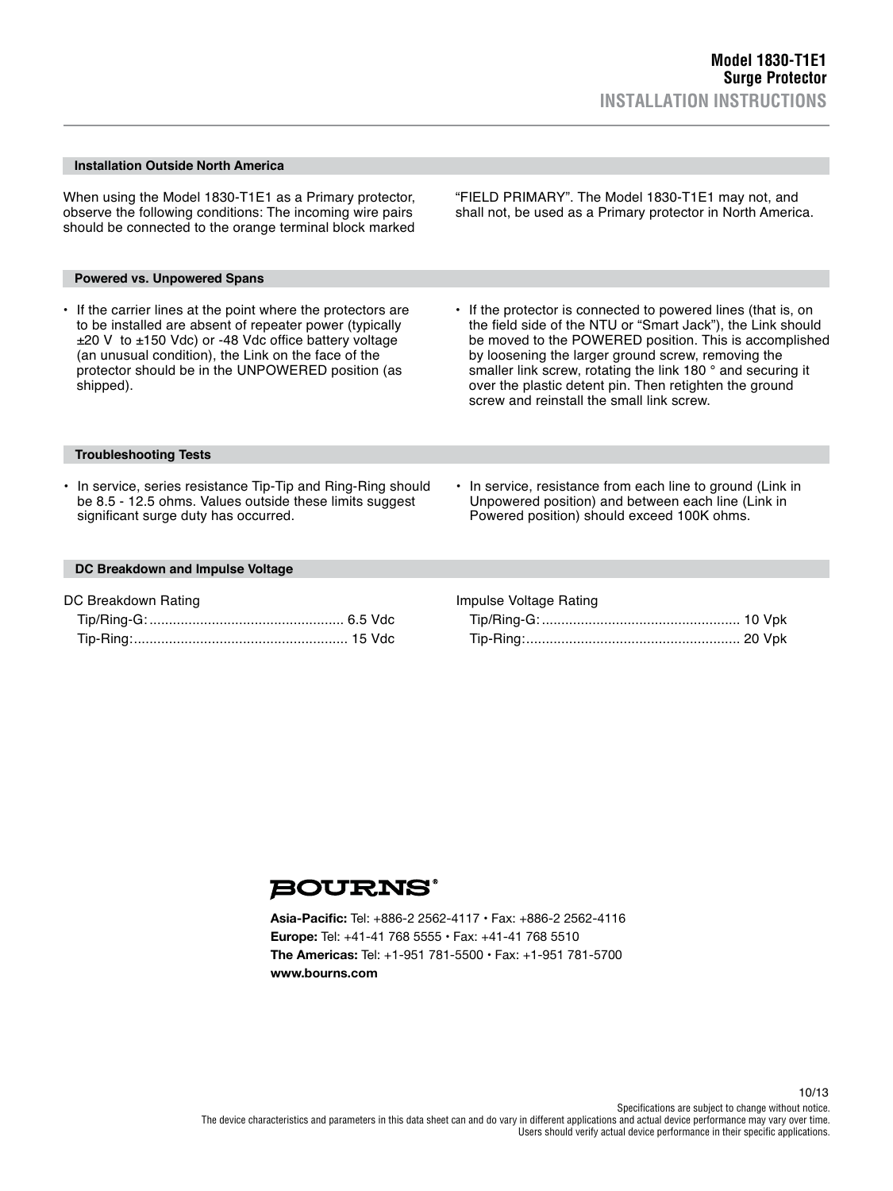## Installation Outside North America

When using the Model 1830-T1E1 as a Primary protector, observe the following conditions: The incoming wire pairs should be connected to the orange terminal block marked "FIELD PRIMARY". The Model 1830-T1E1 may not, and shall not, be used as a Primary protector in North America.

## Powered vs. Unpowered Spans

- If the carrier lines at the point where the protectors are to be installed are absent of repeater power (typically ±20 V to ±150 Vdc) or -48 Vdc office battery voltage (an unusual condition), the Link on the face of the protector should be in the UNPOWERED position (as shipped).
- If the protector is connected to powered lines (that is, on the field side of the NTU or "Smart Jack"), the Link should be moved to the POWERED position. This is accomplished by loosening the larger ground screw, removing the smaller link screw, rotating the link 180 ° and securing it over the plastic detent pin. Then retighten the ground screw and reinstall the small link screw.

## Troubleshooting Tests

- In service, series resistance Tip-Tip and Ring-Ring should be 8.5 - 12.5 ohms. Values outside these limits suggest significant surge duty has occurred.
- In service, resistance from each line to ground (Link in Unpowered position) and between each line (Link in Powered position) should exceed 100K ohms.

## DC Breakdown and Impulse Voltage

DC Breakdown Rating

- Tip/Ring-G: 6.5 Vdc
- Tip-Ring: 15 Vdc

Impulse Voltage Rating

- Tip/Ring-G: 10 Vpk
- Tip-Ring: 20 Vpk

BOURNS®

**Asia-Pacific:** Tel: +886-2 2562-4117 • Fax: +886-2 2562-4116
**Europe:** Tel: +41-41 768 5555 • Fax: +41-41 768 5510
**The Americas:** Tel: +1-951 781-5500 • Fax: +1-951 781-5700
**www.bourns.com**

10/13

Specifications are subject to change without notice.
The device characteristics and parameters in this data sheet can and do vary in different applications and actual device performance may vary over time.
Users should verify actual device performance in their specific applications.